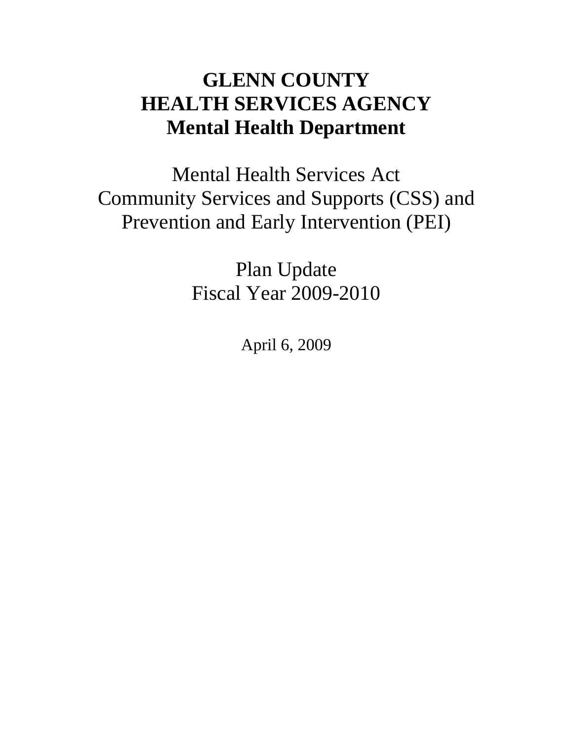# GLENN COUNTY
# HEALTH SERVICES AGENCY
# Mental Health Department

Mental Health Services Act
Community Services and Supports (CSS) and
Prevention and Early Intervention (PEI)

Plan Update
Fiscal Year 2009-2010

April 6, 2009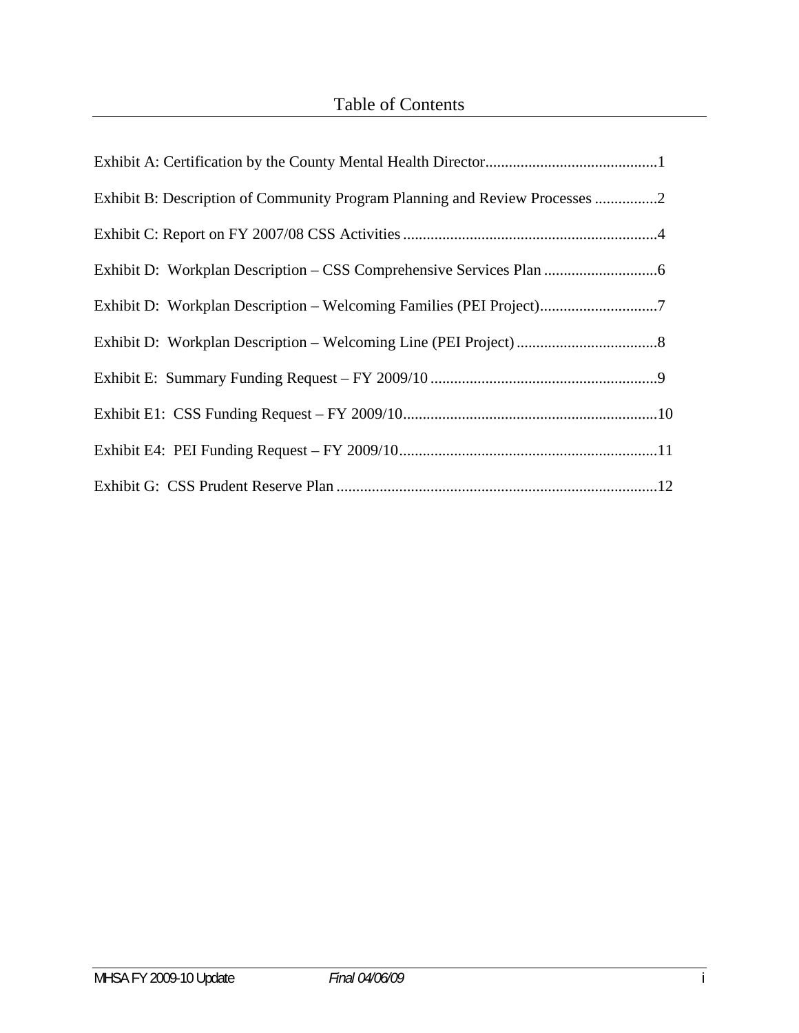# Table of Contents

Exhibit A: Certification by the County Mental Health Director............................................1

Exhibit B: Description of Community Program Planning and Review Processes ................2

Exhibit C: Report on FY 2007/08 CSS Activities.................................................................4

Exhibit D: Workplan Description – CSS Comprehensive Services Plan .............................6

Exhibit D: Workplan Description – Welcoming Families (PEI Project)..............................7

Exhibit D: Workplan Description – Welcoming Line (PEI Project) ....................................8

Exhibit E: Summary Funding Request – FY 2009/10 ..........................................................9

Exhibit E1: CSS Funding Request – FY 2009/10.................................................................10

Exhibit E4: PEI Funding Request – FY 2009/10..................................................................11

Exhibit G: CSS Prudent Reserve Plan ..................................................................................12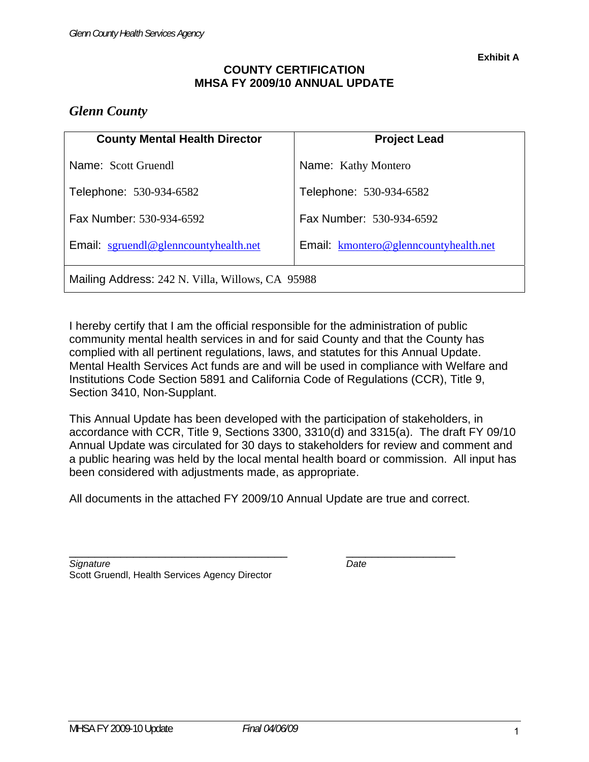Exhibit A

## COUNTY CERTIFICATION
## MHSA FY 2009/10 ANNUAL UPDATE

### *Glenn County*

| County Mental Health Director | Project Lead |
|---|---|
| Name: Scott Gruendl | Name: Kathy Montero |
| Telephone: 530-934-6582 | Telephone: 530-934-6582 |
| Fax Number: 530-934-6592 | Fax Number: 530-934-6592 |
| Email: sgruendl@glenncountyhealth.net | Email: kmontero@glenncountyhealth.net |
| Mailing Address: 242 N. Villa, Willows, CA 95988 | |

I hereby certify that I am the official responsible for the administration of public community mental health services in and for said County and that the County has complied with all pertinent regulations, laws, and statutes for this Annual Update. Mental Health Services Act funds are and will be used in compliance with Welfare and Institutions Code Section 5891 and California Code of Regulations (CCR), Title 9, Section 3410, Non-Supplant.

This Annual Update has been developed with the participation of stakeholders, in accordance with CCR, Title 9, Sections 3300, 3310(d) and 3315(a). The draft FY 09/10 Annual Update was circulated for 30 days to stakeholders for review and comment and a public hearing was held by the local mental health board or commission. All input has been considered with adjustments made, as appropriate.

All documents in the attached FY 2009/10 Annual Update are true and correct.

\_\_\_\_\_\_\_\_\_\_\_\_\_\_\_\_\_\_\_\_\_\_\_\_\_\_\_\_\_\_\_\_\_\_\_\_ \_\_\_\_\_\_\_\_\_\_\_\_\_\_\_\_\_\_

*Signature* *Date*

Scott Gruendl, Health Services Agency Director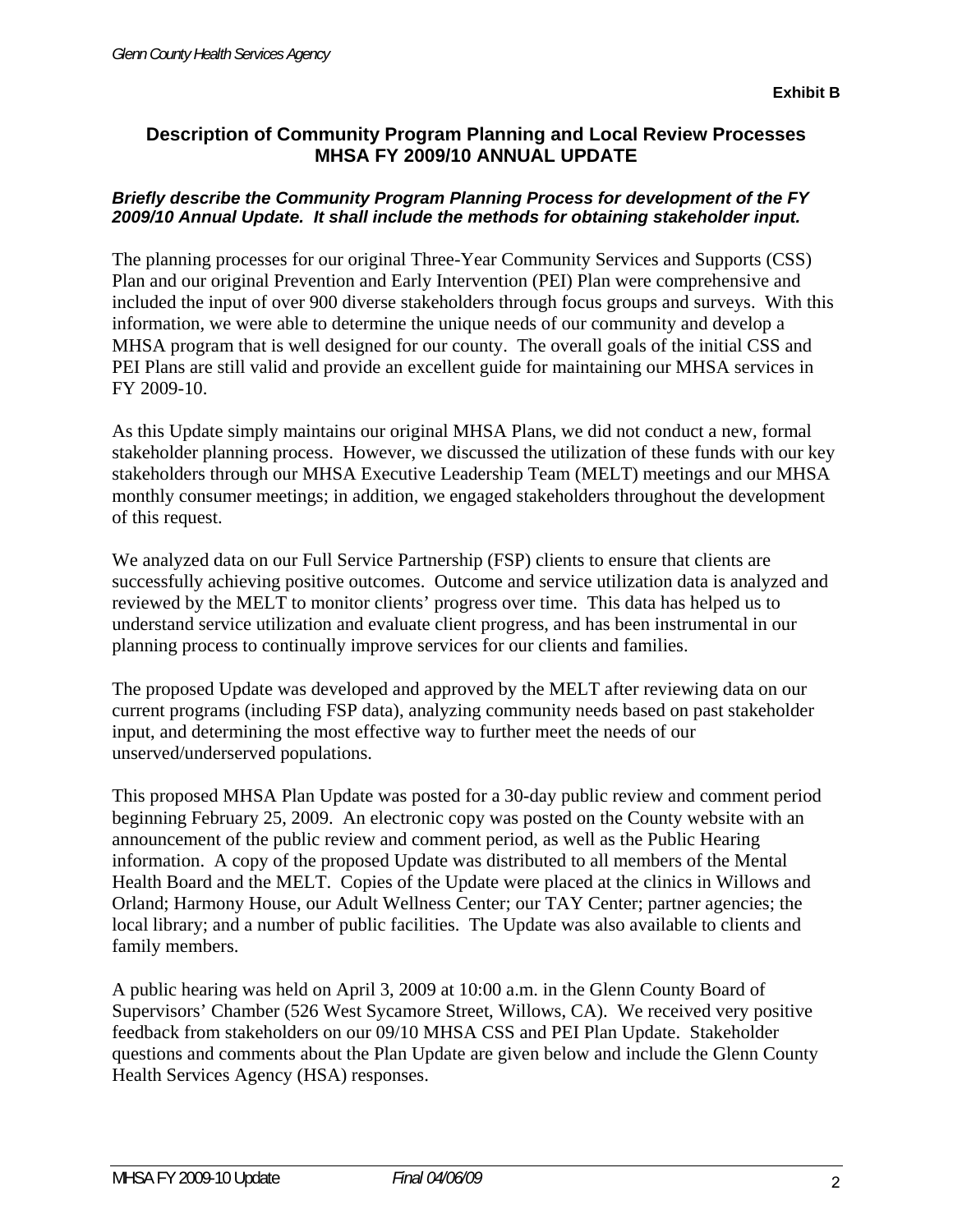**Exhibit B**

## Description of Community Program Planning and Local Review Processes MHSA FY 2009/10 ANNUAL UPDATE

***Briefly describe the Community Program Planning Process for development of the FY 2009/10 Annual Update. It shall include the methods for obtaining stakeholder input.***

The planning processes for our original Three-Year Community Services and Supports (CSS) Plan and our original Prevention and Early Intervention (PEI) Plan were comprehensive and included the input of over 900 diverse stakeholders through focus groups and surveys. With this information, we were able to determine the unique needs of our community and develop a MHSA program that is well designed for our county. The overall goals of the initial CSS and PEI Plans are still valid and provide an excellent guide for maintaining our MHSA services in FY 2009-10.

As this Update simply maintains our original MHSA Plans, we did not conduct a new, formal stakeholder planning process. However, we discussed the utilization of these funds with our key stakeholders through our MHSA Executive Leadership Team (MELT) meetings and our MHSA monthly consumer meetings; in addition, we engaged stakeholders throughout the development of this request.

We analyzed data on our Full Service Partnership (FSP) clients to ensure that clients are successfully achieving positive outcomes. Outcome and service utilization data is analyzed and reviewed by the MELT to monitor clients' progress over time. This data has helped us to understand service utilization and evaluate client progress, and has been instrumental in our planning process to continually improve services for our clients and families.

The proposed Update was developed and approved by the MELT after reviewing data on our current programs (including FSP data), analyzing community needs based on past stakeholder input, and determining the most effective way to further meet the needs of our unserved/underserved populations.

This proposed MHSA Plan Update was posted for a 30-day public review and comment period beginning February 25, 2009. An electronic copy was posted on the County website with an announcement of the public review and comment period, as well as the Public Hearing information. A copy of the proposed Update was distributed to all members of the Mental Health Board and the MELT. Copies of the Update were placed at the clinics in Willows and Orland; Harmony House, our Adult Wellness Center; our TAY Center; partner agencies; the local library; and a number of public facilities. The Update was also available to clients and family members.

A public hearing was held on April 3, 2009 at 10:00 a.m. in the Glenn County Board of Supervisors' Chamber (526 West Sycamore Street, Willows, CA). We received very positive feedback from stakeholders on our 09/10 MHSA CSS and PEI Plan Update. Stakeholder questions and comments about the Plan Update are given below and include the Glenn County Health Services Agency (HSA) responses.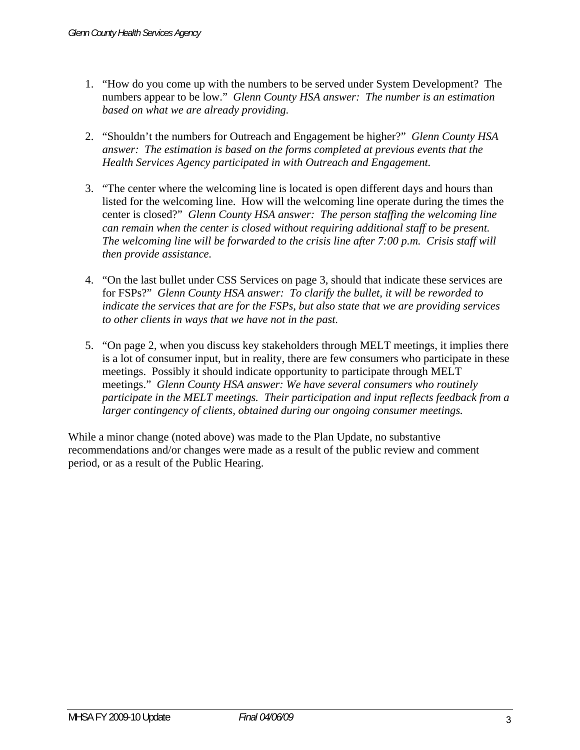1. "How do you come up with the numbers to be served under System Development? The numbers appear to be low." *Glenn County HSA answer: The number is an estimation based on what we are already providing.*

2. "Shouldn't the numbers for Outreach and Engagement be higher?" *Glenn County HSA answer: The estimation is based on the forms completed at previous events that the Health Services Agency participated in with Outreach and Engagement.*

3. "The center where the welcoming line is located is open different days and hours than listed for the welcoming line. How will the welcoming line operate during the times the center is closed?" *Glenn County HSA answer: The person staffing the welcoming line can remain when the center is closed without requiring additional staff to be present. The welcoming line will be forwarded to the crisis line after 7:00 p.m. Crisis staff will then provide assistance.*

4. "On the last bullet under CSS Services on page 3, should that indicate these services are for FSPs?" *Glenn County HSA answer: To clarify the bullet, it will be reworded to indicate the services that are for the FSPs, but also state that we are providing services to other clients in ways that we have not in the past.*

5. "On page 2, when you discuss key stakeholders through MELT meetings, it implies there is a lot of consumer input, but in reality, there are few consumers who participate in these meetings. Possibly it should indicate opportunity to participate through MELT meetings." *Glenn County HSA answer: We have several consumers who routinely participate in the MELT meetings. Their participation and input reflects feedback from a larger contingency of clients, obtained during our ongoing consumer meetings.*

While a minor change (noted above) was made to the Plan Update, no substantive recommendations and/or changes were made as a result of the public review and comment period, or as a result of the Public Hearing.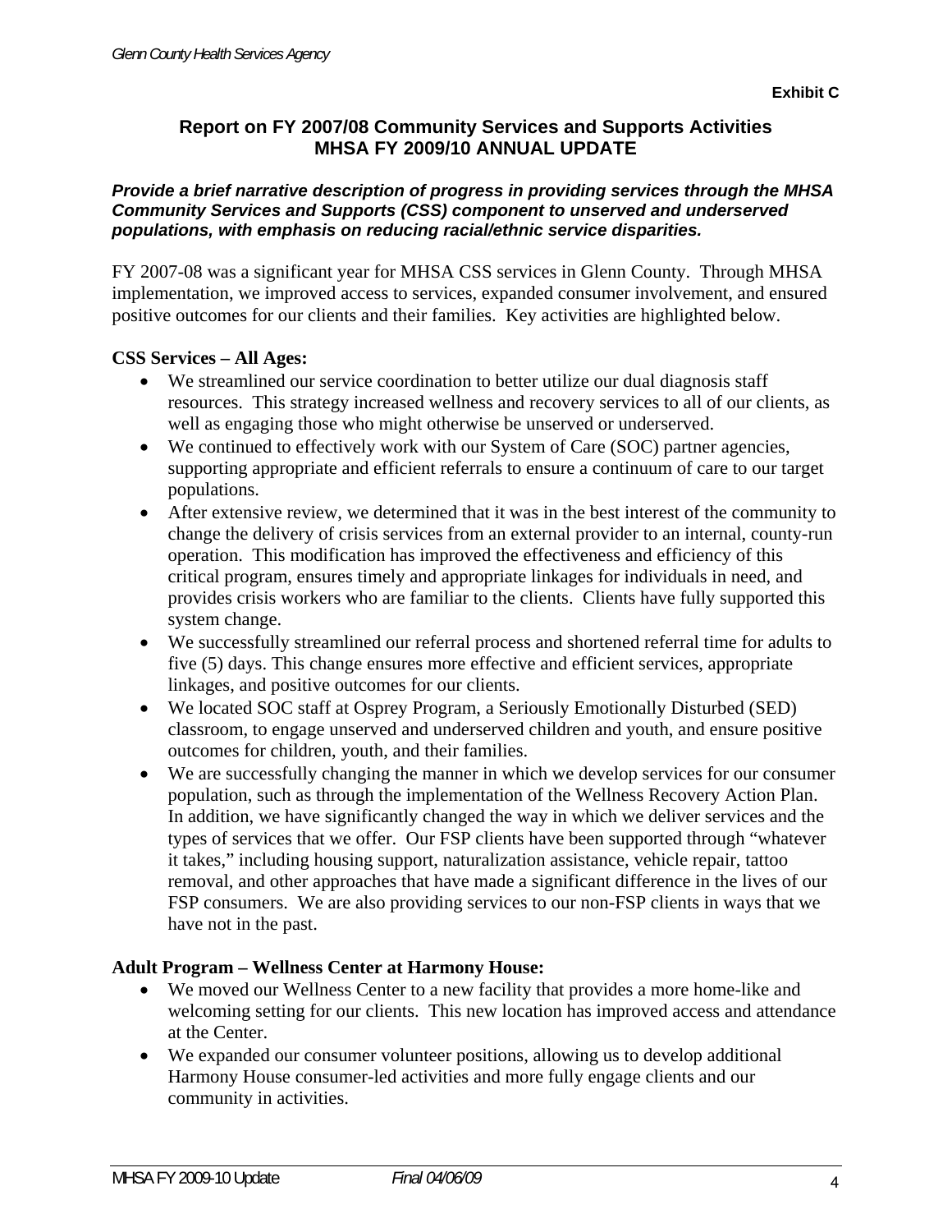**Exhibit C**

## Report on FY 2007/08 Community Services and Supports Activities MHSA FY 2009/10 ANNUAL UPDATE

***Provide a brief narrative description of progress in providing services through the MHSA Community Services and Supports (CSS) component to unserved and underserved populations, with emphasis on reducing racial/ethnic service disparities.***

FY 2007-08 was a significant year for MHSA CSS services in Glenn County. Through MHSA implementation, we improved access to services, expanded consumer involvement, and ensured positive outcomes for our clients and their families. Key activities are highlighted below.

**CSS Services – All Ages:**

- We streamlined our service coordination to better utilize our dual diagnosis staff resources. This strategy increased wellness and recovery services to all of our clients, as well as engaging those who might otherwise be unserved or underserved.
- We continued to effectively work with our System of Care (SOC) partner agencies, supporting appropriate and efficient referrals to ensure a continuum of care to our target populations.
- After extensive review, we determined that it was in the best interest of the community to change the delivery of crisis services from an external provider to an internal, county-run operation. This modification has improved the effectiveness and efficiency of this critical program, ensures timely and appropriate linkages for individuals in need, and provides crisis workers who are familiar to the clients. Clients have fully supported this system change.
- We successfully streamlined our referral process and shortened referral time for adults to five (5) days. This change ensures more effective and efficient services, appropriate linkages, and positive outcomes for our clients.
- We located SOC staff at Osprey Program, a Seriously Emotionally Disturbed (SED) classroom, to engage unserved and underserved children and youth, and ensure positive outcomes for children, youth, and their families.
- We are successfully changing the manner in which we develop services for our consumer population, such as through the implementation of the Wellness Recovery Action Plan. In addition, we have significantly changed the way in which we deliver services and the types of services that we offer. Our FSP clients have been supported through "whatever it takes," including housing support, naturalization assistance, vehicle repair, tattoo removal, and other approaches that have made a significant difference in the lives of our FSP consumers. We are also providing services to our non-FSP clients in ways that we have not in the past.

**Adult Program – Wellness Center at Harmony House:**

- We moved our Wellness Center to a new facility that provides a more home-like and welcoming setting for our clients. This new location has improved access and attendance at the Center.
- We expanded our consumer volunteer positions, allowing us to develop additional Harmony House consumer-led activities and more fully engage clients and our community in activities.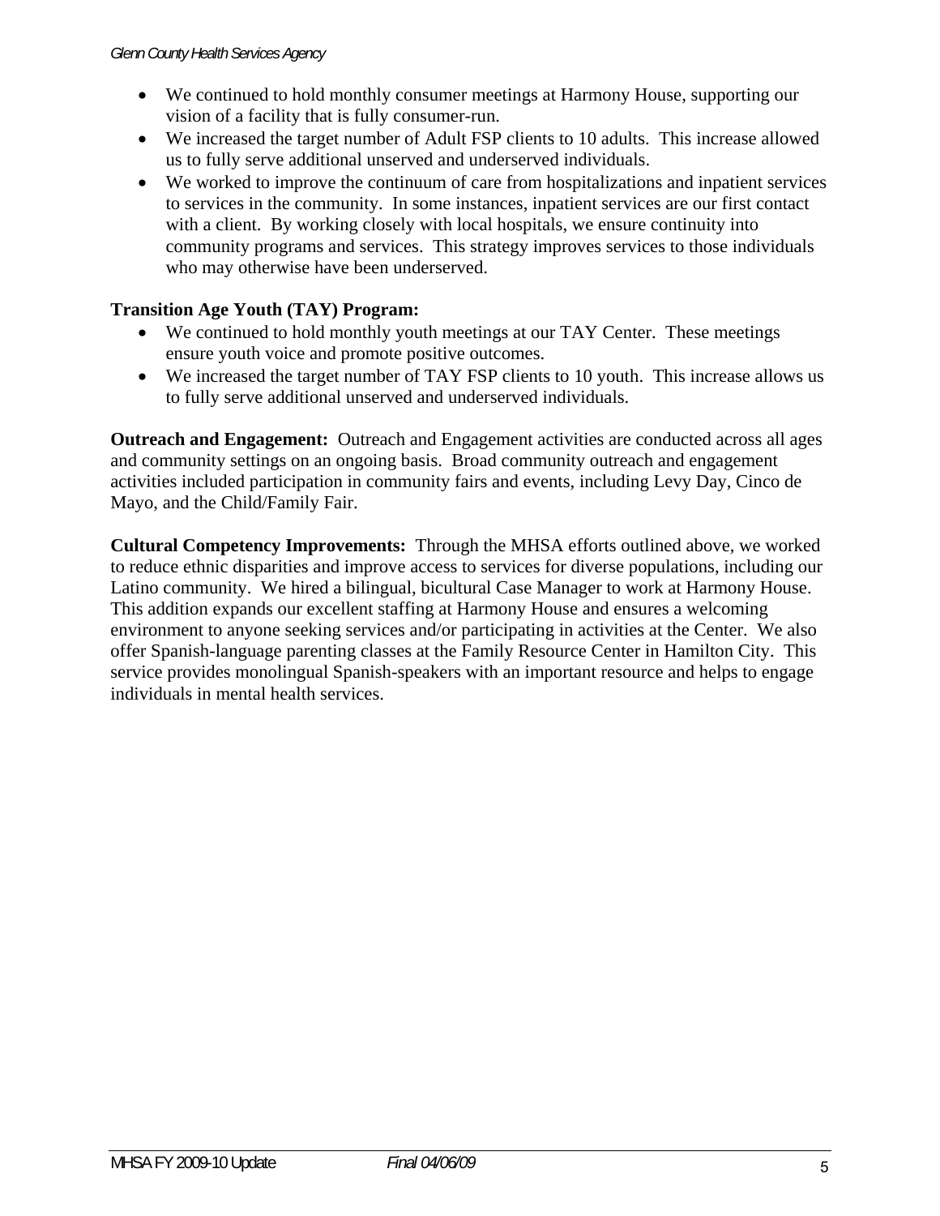- We continued to hold monthly consumer meetings at Harmony House, supporting our vision of a facility that is fully consumer-run.
- We increased the target number of Adult FSP clients to 10 adults. This increase allowed us to fully serve additional unserved and underserved individuals.
- We worked to improve the continuum of care from hospitalizations and inpatient services to services in the community. In some instances, inpatient services are our first contact with a client. By working closely with local hospitals, we ensure continuity into community programs and services. This strategy improves services to those individuals who may otherwise have been underserved.

**Transition Age Youth (TAY) Program:**

- We continued to hold monthly youth meetings at our TAY Center. These meetings ensure youth voice and promote positive outcomes.
- We increased the target number of TAY FSP clients to 10 youth. This increase allows us to fully serve additional unserved and underserved individuals.

**Outreach and Engagement:** Outreach and Engagement activities are conducted across all ages and community settings on an ongoing basis. Broad community outreach and engagement activities included participation in community fairs and events, including Levy Day, Cinco de Mayo, and the Child/Family Fair.

**Cultural Competency Improvements:** Through the MHSA efforts outlined above, we worked to reduce ethnic disparities and improve access to services for diverse populations, including our Latino community. We hired a bilingual, bicultural Case Manager to work at Harmony House. This addition expands our excellent staffing at Harmony House and ensures a welcoming environment to anyone seeking services and/or participating in activities at the Center. We also offer Spanish-language parenting classes at the Family Resource Center in Hamilton City. This service provides monolingual Spanish-speakers with an important resource and helps to engage individuals in mental health services.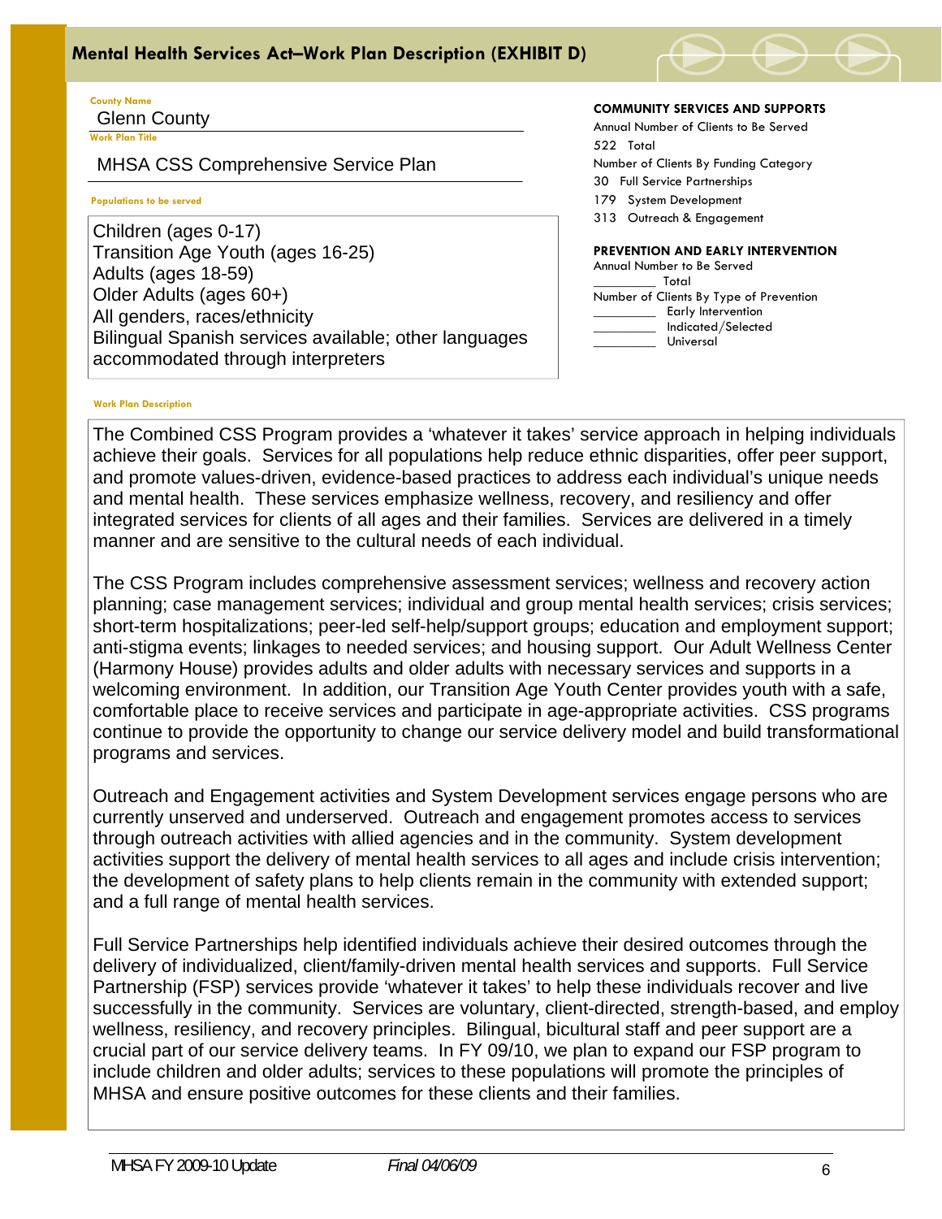# Mental Health Services Act–Work Plan Description (EXHIBIT D)

**County Name**
Glenn County

**Work Plan Title**
MHSA CSS Comprehensive Service Plan

**Populations to be served**

Children (ages 0-17)
Transition Age Youth (ages 16-25)
Adults (ages 18-59)
Older Adults (ages 60+)
All genders, races/ethnicity
Bilingual Spanish services available; other languages accommodated through interpreters

**COMMUNITY SERVICES AND SUPPORTS**

Annual Number of Clients to Be Served
522 Total

Number of Clients By Funding Category
30 Full Service Partnerships
179 System Development
313 Outreach & Engagement

**PREVENTION AND EARLY INTERVENTION**

Annual Number to Be Served
________ Total

Number of Clients By Type of Prevention
________ Early Intervention
________ Indicated/Selected
________ Universal

**Work Plan Description**

The Combined CSS Program provides a 'whatever it takes' service approach in helping individuals achieve their goals. Services for all populations help reduce ethnic disparities, offer peer support, and promote values-driven, evidence-based practices to address each individual's unique needs and mental health. These services emphasize wellness, recovery, and resiliency and offer integrated services for clients of all ages and their families. Services are delivered in a timely manner and are sensitive to the cultural needs of each individual.

The CSS Program includes comprehensive assessment services; wellness and recovery action planning; case management services; individual and group mental health services; crisis services; short-term hospitalizations; peer-led self-help/support groups; education and employment support; anti-stigma events; linkages to needed services; and housing support. Our Adult Wellness Center (Harmony House) provides adults and older adults with necessary services and supports in a welcoming environment. In addition, our Transition Age Youth Center provides youth with a safe, comfortable place to receive services and participate in age-appropriate activities. CSS programs continue to provide the opportunity to change our service delivery model and build transformational programs and services.

Outreach and Engagement activities and System Development services engage persons who are currently unserved and underserved. Outreach and engagement promotes access to services through outreach activities with allied agencies and in the community. System development activities support the delivery of mental health services to all ages and include crisis intervention; the development of safety plans to help clients remain in the community with extended support; and a full range of mental health services.

Full Service Partnerships help identified individuals achieve their desired outcomes through the delivery of individualized, client/family-driven mental health services and supports. Full Service Partnership (FSP) services provide 'whatever it takes' to help these individuals recover and live successfully in the community. Services are voluntary, client-directed, strength-based, and employ wellness, resiliency, and recovery principles. Bilingual, bicultural staff and peer support are a crucial part of our service delivery teams. In FY 09/10, we plan to expand our FSP program to include children and older adults; services to these populations will promote the principles of MHSA and ensure positive outcomes for these clients and their families.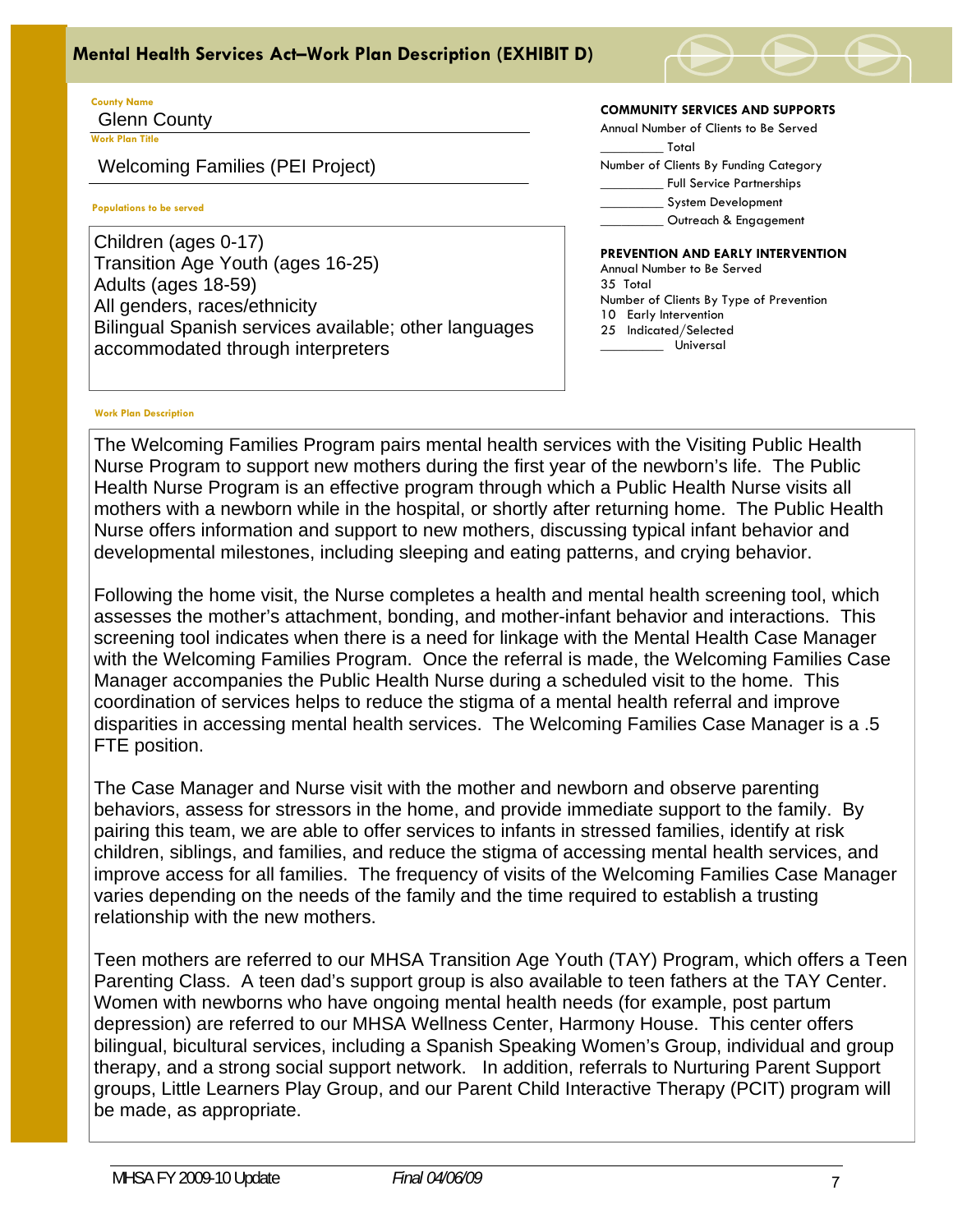## Mental Health Services Act–Work Plan Description (EXHIBIT D)

**County Name**

Glenn County

**Work Plan Title**

Welcoming Families (PEI Project)

**Populations to be served**

Children (ages 0-17)
Transition Age Youth (ages 16-25)
Adults (ages 18-59)
All genders, races/ethnicity
Bilingual Spanish services available; other languages accommodated through interpreters

**COMMUNITY SERVICES AND SUPPORTS**

Annual Number of Clients to Be Served

_________ Total

Number of Clients By Funding Category

_________ Full Service Partnerships

_________ System Development

_________ Outreach & Engagement

**PREVENTION AND EARLY INTERVENTION**

Annual Number to Be Served

35 Total

Number of Clients By Type of Prevention

10 Early Intervention

25 Indicated/Selected

_________ Universal

**Work Plan Description**

The Welcoming Families Program pairs mental health services with the Visiting Public Health Nurse Program to support new mothers during the first year of the newborn's life. The Public Health Nurse Program is an effective program through which a Public Health Nurse visits all mothers with a newborn while in the hospital, or shortly after returning home. The Public Health Nurse offers information and support to new mothers, discussing typical infant behavior and developmental milestones, including sleeping and eating patterns, and crying behavior.

Following the home visit, the Nurse completes a health and mental health screening tool, which assesses the mother's attachment, bonding, and mother-infant behavior and interactions. This screening tool indicates when there is a need for linkage with the Mental Health Case Manager with the Welcoming Families Program. Once the referral is made, the Welcoming Families Case Manager accompanies the Public Health Nurse during a scheduled visit to the home. This coordination of services helps to reduce the stigma of a mental health referral and improve disparities in accessing mental health services. The Welcoming Families Case Manager is a .5 FTE position.

The Case Manager and Nurse visit with the mother and newborn and observe parenting behaviors, assess for stressors in the home, and provide immediate support to the family. By pairing this team, we are able to offer services to infants in stressed families, identify at risk children, siblings, and families, and reduce the stigma of accessing mental health services, and improve access for all families. The frequency of visits of the Welcoming Families Case Manager varies depending on the needs of the family and the time required to establish a trusting relationship with the new mothers.

Teen mothers are referred to our MHSA Transition Age Youth (TAY) Program, which offers a Teen Parenting Class. A teen dad's support group is also available to teen fathers at the TAY Center. Women with newborns who have ongoing mental health needs (for example, post partum depression) are referred to our MHSA Wellness Center, Harmony House. This center offers bilingual, bicultural services, including a Spanish Speaking Women's Group, individual and group therapy, and a strong social support network. In addition, referrals to Nurturing Parent Support groups, Little Learners Play Group, and our Parent Child Interactive Therapy (PCIT) program will be made, as appropriate.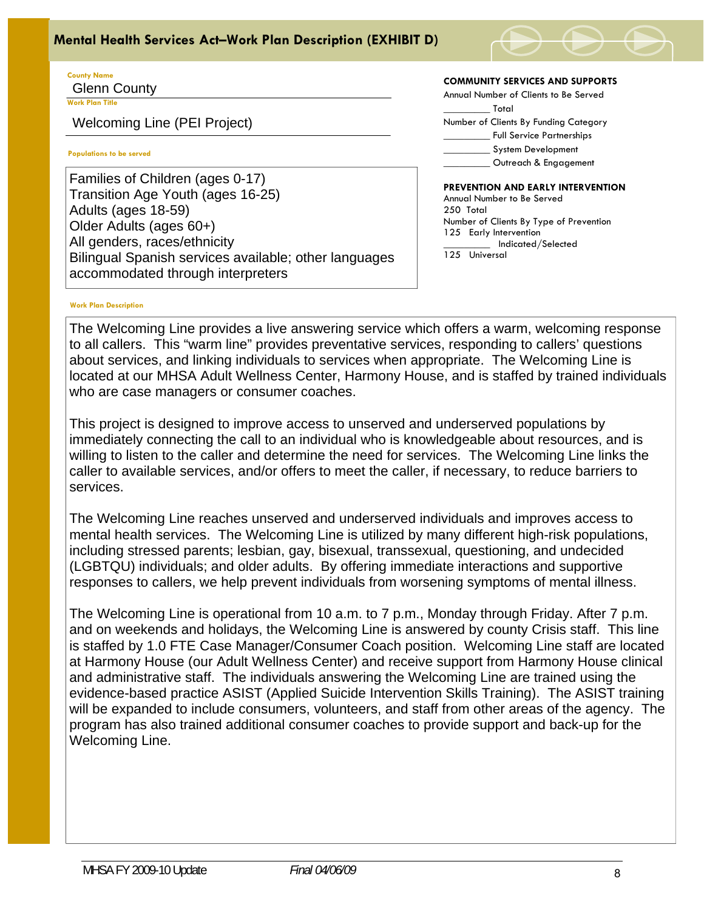## Mental Health Services Act–Work Plan Description (EXHIBIT D)

**County Name**
Glenn County

**Work Plan Title**
Welcoming Line (PEI Project)

**Populations to be served**

Families of Children (ages 0-17)
Transition Age Youth (ages 16-25)
Adults (ages 18-59)
Older Adults (ages 60+)
All genders, races/ethnicity
Bilingual Spanish services available; other languages accommodated through interpreters

**COMMUNITY SERVICES AND SUPPORTS**

Annual Number of Clients to Be Served

_________ Total

Number of Clients By Funding Category

_________ Full Service Partnerships
_________ System Development
_________ Outreach & Engagement

**PREVENTION AND EARLY INTERVENTION**

Annual Number to Be Served

250 Total

Number of Clients By Type of Prevention

125 Early Intervention
_________ Indicated/Selected
125 Universal

**Work Plan Description**

The Welcoming Line provides a live answering service which offers a warm, welcoming response to all callers. This "warm line" provides preventative services, responding to callers' questions about services, and linking individuals to services when appropriate. The Welcoming Line is located at our MHSA Adult Wellness Center, Harmony House, and is staffed by trained individuals who are case managers or consumer coaches.

This project is designed to improve access to unserved and underserved populations by immediately connecting the call to an individual who is knowledgeable about resources, and is willing to listen to the caller and determine the need for services. The Welcoming Line links the caller to available services, and/or offers to meet the caller, if necessary, to reduce barriers to services.

The Welcoming Line reaches unserved and underserved individuals and improves access to mental health services. The Welcoming Line is utilized by many different high-risk populations, including stressed parents; lesbian, gay, bisexual, transsexual, questioning, and undecided (LGBTQU) individuals; and older adults. By offering immediate interactions and supportive responses to callers, we help prevent individuals from worsening symptoms of mental illness.

The Welcoming Line is operational from 10 a.m. to 7 p.m., Monday through Friday. After 7 p.m. and on weekends and holidays, the Welcoming Line is answered by county Crisis staff. This line is staffed by 1.0 FTE Case Manager/Consumer Coach position. Welcoming Line staff are located at Harmony House (our Adult Wellness Center) and receive support from Harmony House clinical and administrative staff. The individuals answering the Welcoming Line are trained using the evidence-based practice ASIST (Applied Suicide Intervention Skills Training). The ASIST training will be expanded to include consumers, volunteers, and staff from other areas of the agency. The program has also trained additional consumer coaches to provide support and back-up for the Welcoming Line.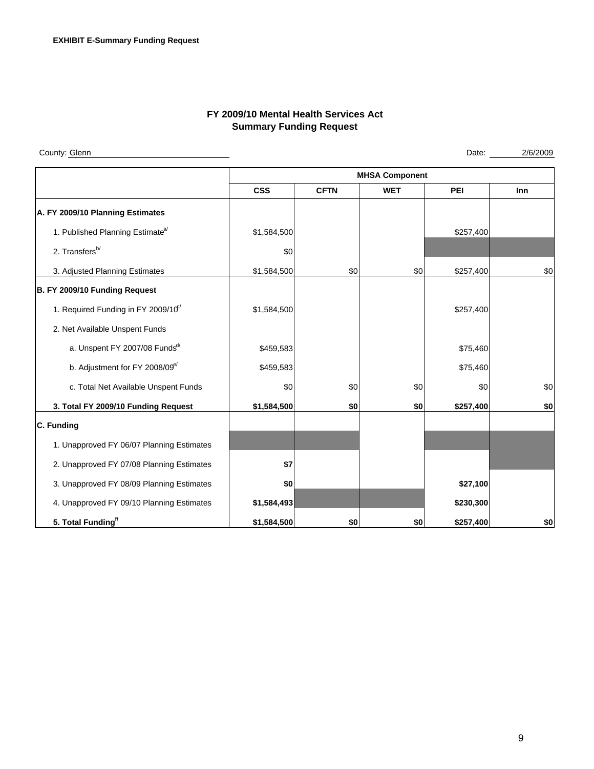**EXHIBIT E-Summary Funding Request**

# FY 2009/10 Mental Health Services Act
## Summary Funding Request

County: Glenn

Date: 2/6/2009

| | MHSA Component | | | | |
|---|---|---|---|---|---|
| | **CSS** | **CFTN** | **WET** | **PEI** | **Inn** |
| **A. FY 2009/10 Planning Estimates** | | | | | |
| 1. Published Planning Estimate[a/] | $1,584,500 | | | $257,400 | |
| 2. Transfers[b/] | $0 | | | | |
| 3. Adjusted Planning Estimates | $1,584,500 | $0 | $0 | $257,400 | $0 |
| **B. FY 2009/10 Funding Request** | | | | | |
| 1. Required Funding in FY 2009/10[c/] | $1,584,500 | | | $257,400 | |
| 2. Net Available Unspent Funds | | | | | |
| a. Unspent FY 2007/08 Funds[d/] | $459,583 | | | $75,460 | |
| b. Adjustment for FY 2008/09[e/] | $459,583 | | | $75,460 | |
| c. Total Net Available Unspent Funds | $0 | $0 | $0 | $0 | $0 |
| **3. Total FY 2009/10 Funding Request** | **$1,584,500** | **$0** | **$0** | **$257,400** | **$0** |
| **C. Funding** | | | | | |
| 1. Unapproved FY 06/07 Planning Estimates | | | | | |
| 2. Unapproved FY 07/08 Planning Estimates | **$7** | | | | |
| 3. Unapproved FY 08/09 Planning Estimates | **$0** | | | **$27,100** | |
| 4. Unapproved FY 09/10 Planning Estimates | **$1,584,493** | | | **$230,300** | |
| **5. Total Funding[f/]** | **$1,584,500** | **$0** | **$0** | **$257,400** | **$0** |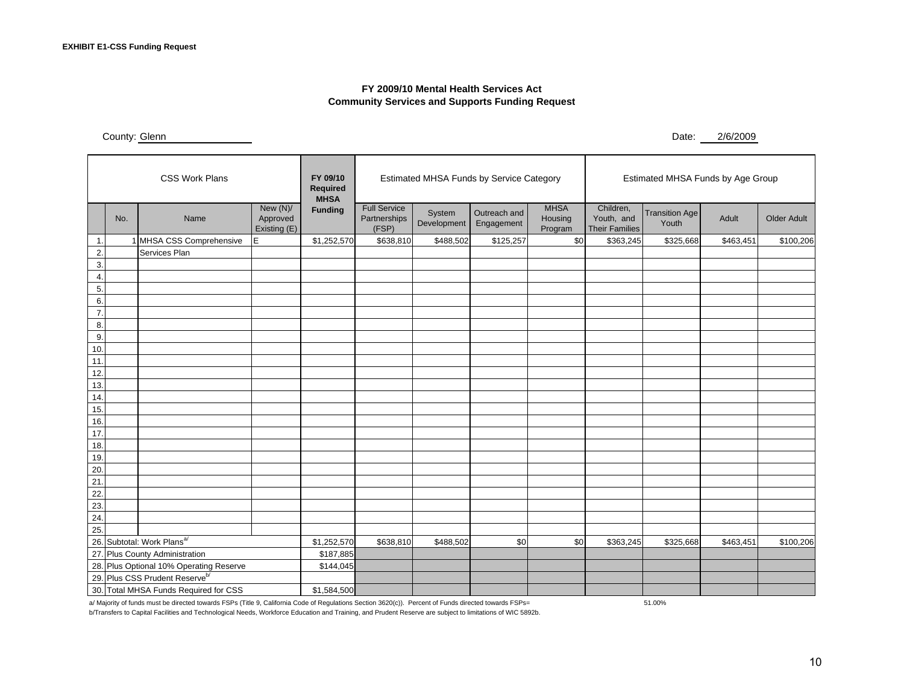**EXHIBIT E1-CSS Funding Request**

**FY 2009/10 Mental Health Services Act**
**Community Services and Supports Funding Request**

County: Glenn

Date: 2/6/2009

| CSS Work Plans | | | | FY 09/10 Required MHSA Funding | Estimated MHSA Funds by Service Category | | | | Estimated MHSA Funds by Age Group | | | |
|---|---|---|---|---|---|---|---|---|---|---|---|---|
| | No. | Name | New (N)/ Approved Existing (E) | | Full Service Partnerships (FSP) | System Development | Outreach and Engagement | MHSA Housing Program | Children, Youth, and Their Families | Transition Age Youth | Adult | Older Adult |
| 1. | 1 | MHSA CSS Comprehensive | E | $1,252,570 | $638,810 | $488,502 | $125,257 | $0 | $363,245 | $325,668 | $463,451 | $100,206 |
| 2. | | Services Plan | | | | | | | | | | |
| 3. | | | | | | | | | | | | |
| 4. | | | | | | | | | | | | |
| 5. | | | | | | | | | | | | |
| 6. | | | | | | | | | | | | |
| 7. | | | | | | | | | | | | |
| 8. | | | | | | | | | | | | |
| 9. | | | | | | | | | | | | |
| 10. | | | | | | | | | | | | |
| 11. | | | | | | | | | | | | |
| 12. | | | | | | | | | | | | |
| 13. | | | | | | | | | | | | |
| 14. | | | | | | | | | | | | |
| 15. | | | | | | | | | | | | |
| 16. | | | | | | | | | | | | |
| 17. | | | | | | | | | | | | |
| 18. | | | | | | | | | | | | |
| 19. | | | | | | | | | | | | |
| 20. | | | | | | | | | | | | |
| 21. | | | | | | | | | | | | |
| 22. | | | | | | | | | | | | |
| 23. | | | | | | | | | | | | |
| 24. | | | | | | | | | | | | |
| 25. | | | | | | | | | | | | |
| 26. | Subtotal: Work Plans[a/] | | | $1,252,570 | $638,810 | $488,502 | $0 | $0 | $363,245 | $325,668 | $463,451 | $100,206 |
| 27. | Plus County Administration | | | $187,885 | | | | | | | | |
| 28. | Plus Optional 10% Operating Reserve | | | $144,045 | | | | | | | | |
| 29. | Plus CSS Prudent Reserve[b/] | | | | | | | | | | | |
| 30. | Total MHSA Funds Required for CSS | | | $1,584,500 | | | | | | | | |

a/ Majority of funds must be directed towards FSPs (Title 9, California Code of Regulations Section 3620(c)). Percent of Funds directed towards FSPs= 51.00%

b/Transfers to Capital Facilities and Technological Needs, Workforce Education and Training, and Prudent Reserve are subject to limitations of WIC 5892b.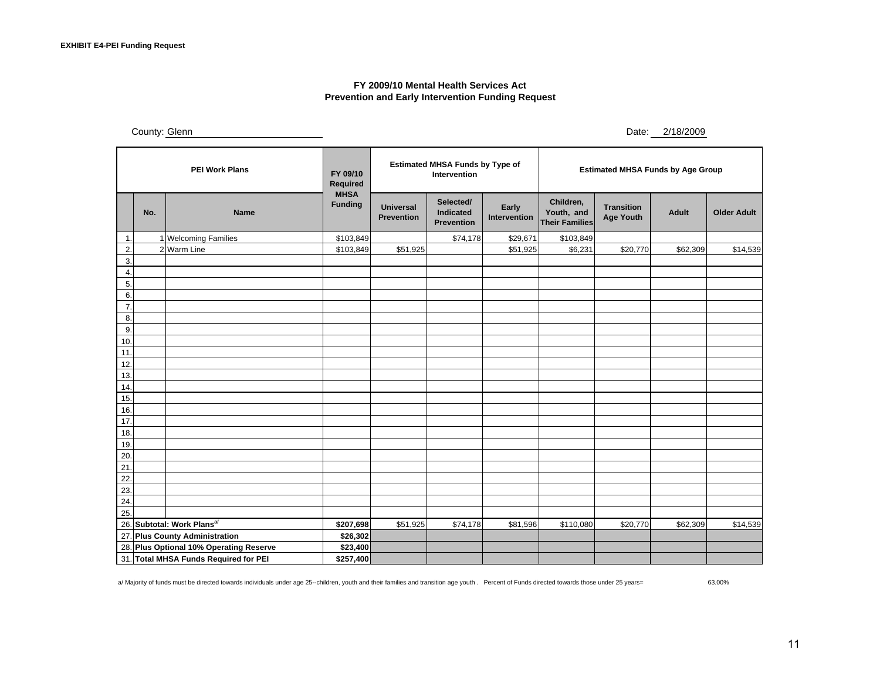**EXHIBIT E4-PEI Funding Request**

## FY 2009/10 Mental Health Services Act
## Prevention and Early Intervention Funding Request

County: Glenn

Date: 2/18/2009

| | PEI Work Plans | | FY 09/10 Required MHSA Funding | Estimated MHSA Funds by Type of Intervention | | | Estimated MHSA Funds by Age Group | | | |
|---|---|---|---|---|---|---|---|---|---|---|
| | No. | Name | | Universal Prevention | Selected/ Indicated Prevention | Early Intervention | Children, Youth, and Their Families | Transition Age Youth | Adult | Older Adult |
| 1. | 1 | Welcoming Families | $103,849 | | $74,178 | $29,671 | $103,849 | | | |
| 2. | 2 | Warm Line | $103,849 | $51,925 | | $51,925 | $6,231 | $20,770 | $62,309 | $14,539 |
| 3. | | | | | | | | | | |
| 4. | | | | | | | | | | |
| 5. | | | | | | | | | | |
| 6. | | | | | | | | | | |
| 7. | | | | | | | | | | |
| 8. | | | | | | | | | | |
| 9. | | | | | | | | | | |
| 10. | | | | | | | | | | |
| 11. | | | | | | | | | | |
| 12. | | | | | | | | | | |
| 13. | | | | | | | | | | |
| 14. | | | | | | | | | | |
| 15. | | | | | | | | | | |
| 16. | | | | | | | | | | |
| 17. | | | | | | | | | | |
| 18. | | | | | | | | | | |
| 19. | | | | | | | | | | |
| 20. | | | | | | | | | | |
| 21. | | | | | | | | | | |
| 22. | | | | | | | | | | |
| 23. | | | | | | | | | | |
| 24. | | | | | | | | | | |
| 25. | | | | | | | | | | |
| 26. | **Subtotal: Work Plans[a/]** | | **$207,698** | $51,925 | $74,178 | $81,596 | $110,080 | $20,770 | $62,309 | $14,539 |
| 27. | **Plus County Administration** | | **$26,302** | | | | | | | |
| 28. | **Plus Optional 10% Operating Reserve** | | **$23,400** | | | | | | | |
| 31. | **Total MHSA Funds Required for PEI** | | **$257,400** | | | | | | | |

a/ Majority of funds must be directed towards individuals under age 25--children, youth and their families and transition age youth . Percent of Funds directed towards those under 25 years= 63.00%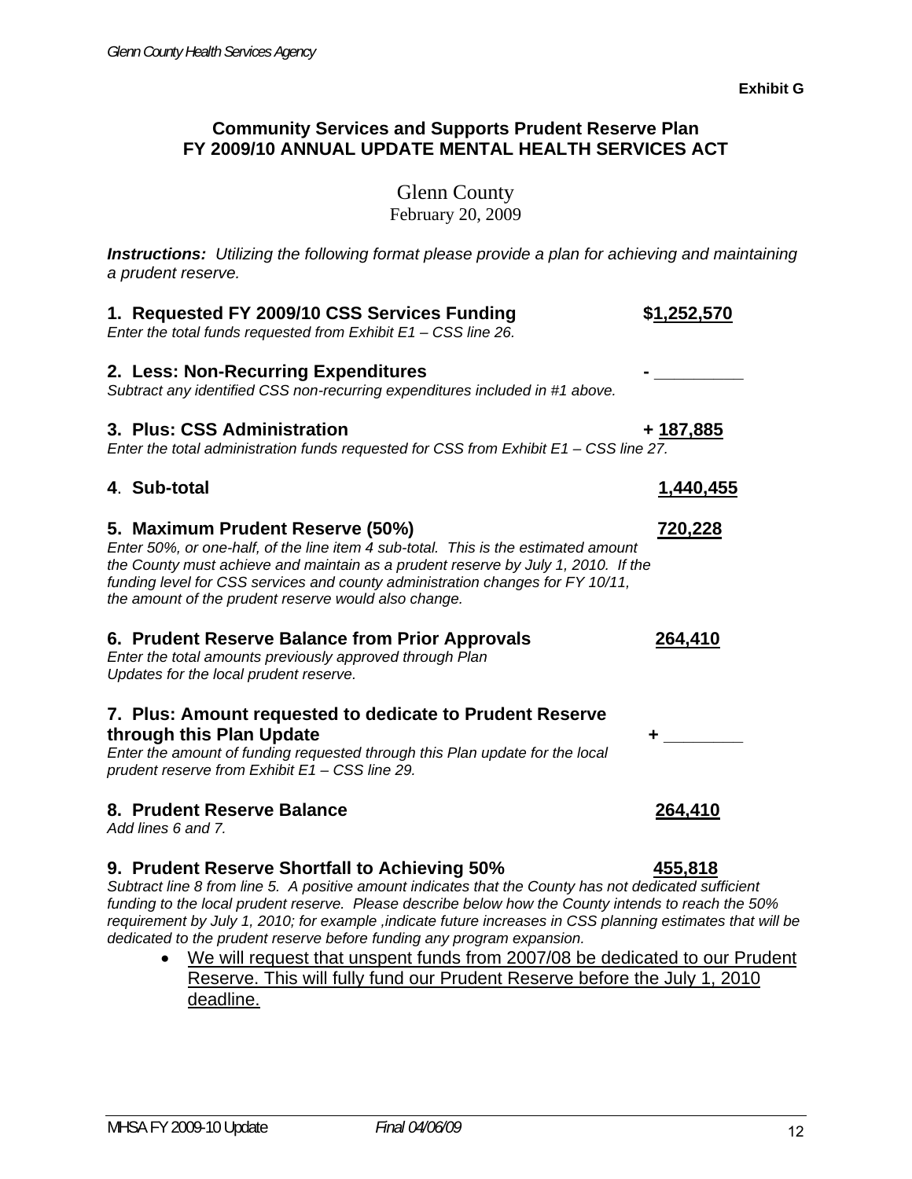**Exhibit G**

## Community Services and Supports Prudent Reserve Plan
## FY 2009/10 ANNUAL UPDATE MENTAL HEALTH SERVICES ACT

Glenn County
February 20, 2009

***Instructions:*** *Utilizing the following format please provide a plan for achieving and maintaining a prudent reserve.*

**1. Requested FY 2009/10 CSS Services Funding** $1,252,570
*Enter the total funds requested from Exhibit E1 – CSS line 26.*

**2. Less: Non-Recurring Expenditures** - ________
*Subtract any identified CSS non-recurring expenditures included in #1 above.*

**3. Plus: CSS Administration** + 187,885
*Enter the total administration funds requested for CSS from Exhibit E1 – CSS line 27.*

**4. Sub-total** 1,440,455

**5. Maximum Prudent Reserve (50%)** 720,228
*Enter 50%, or one-half, of the line item 4 sub-total. This is the estimated amount the County must achieve and maintain as a prudent reserve by July 1, 2010. If the funding level for CSS services and county administration changes for FY 10/11, the amount of the prudent reserve would also change.*

**6. Prudent Reserve Balance from Prior Approvals** 264,410
*Enter the total amounts previously approved through Plan Updates for the local prudent reserve.*

**7. Plus: Amount requested to dedicate to Prudent Reserve through this Plan Update** + ________
*Enter the amount of funding requested through this Plan update for the local prudent reserve from Exhibit E1 – CSS line 29.*

**8. Prudent Reserve Balance** 264,410
*Add lines 6 and 7.*

**9. Prudent Reserve Shortfall to Achieving 50%** 455,818
*Subtract line 8 from line 5. A positive amount indicates that the County has not dedicated sufficient funding to the local prudent reserve. Please describe below how the County intends to reach the 50% requirement by July 1, 2010; for example ,indicate future increases in CSS planning estimates that will be dedicated to the prudent reserve before funding any program expansion.*

- We will request that unspent funds from 2007/08 be dedicated to our Prudent Reserve. This will fully fund our Prudent Reserve before the July 1, 2010 deadline.